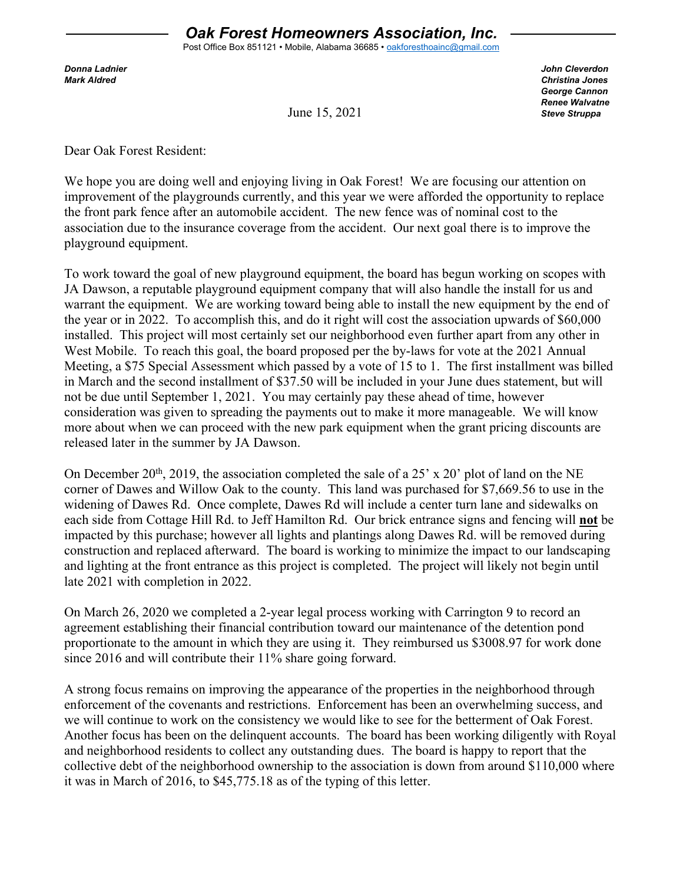# *Oak Forest Homeowners Association, Inc.*

Post Office Box 851121 • Mobile, Alabama 36685 • oakforesthoainc@gmail.com

***Donna Ladnier***
***Mark Aldred***

***John Cleverdon***
***Christina Jones***
***George Cannon***
***Renee Walvatne***
***Steve Struppa***

June 15, 2021

Dear Oak Forest Resident:

We hope you are doing well and enjoying living in Oak Forest! We are focusing our attention on improvement of the playgrounds currently, and this year we were afforded the opportunity to replace the front park fence after an automobile accident. The new fence was of nominal cost to the association due to the insurance coverage from the accident. Our next goal there is to improve the playground equipment.

To work toward the goal of new playground equipment, the board has begun working on scopes with JA Dawson, a reputable playground equipment company that will also handle the install for us and warrant the equipment. We are working toward being able to install the new equipment by the end of the year or in 2022. To accomplish this, and do it right will cost the association upwards of $60,000 installed. This project will most certainly set our neighborhood even further apart from any other in West Mobile. To reach this goal, the board proposed per the by-laws for vote at the 2021 Annual Meeting, a $75 Special Assessment which passed by a vote of 15 to 1. The first installment was billed in March and the second installment of $37.50 will be included in your June dues statement, but will not be due until September 1, 2021. You may certainly pay these ahead of time, however consideration was given to spreading the payments out to make it more manageable. We will know more about when we can proceed with the new park equipment when the grant pricing discounts are released later in the summer by JA Dawson.

On December 20th, 2019, the association completed the sale of a 25' x 20' plot of land on the NE corner of Dawes and Willow Oak to the county. This land was purchased for $7,669.56 to use in the widening of Dawes Rd. Once complete, Dawes Rd will include a center turn lane and sidewalks on each side from Cottage Hill Rd. to Jeff Hamilton Rd. Our brick entrance signs and fencing will **not** be impacted by this purchase; however all lights and plantings along Dawes Rd. will be removed during construction and replaced afterward. The board is working to minimize the impact to our landscaping and lighting at the front entrance as this project is completed. The project will likely not begin until late 2021 with completion in 2022.

On March 26, 2020 we completed a 2-year legal process working with Carrington 9 to record an agreement establishing their financial contribution toward our maintenance of the detention pond proportionate to the amount in which they are using it. They reimbursed us $3008.97 for work done since 2016 and will contribute their 11% share going forward.

A strong focus remains on improving the appearance of the properties in the neighborhood through enforcement of the covenants and restrictions. Enforcement has been an overwhelming success, and we will continue to work on the consistency we would like to see for the betterment of Oak Forest. Another focus has been on the delinquent accounts. The board has been working diligently with Royal and neighborhood residents to collect any outstanding dues. The board is happy to report that the collective debt of the neighborhood ownership to the association is down from around $110,000 where it was in March of 2016, to $45,775.18 as of the typing of this letter.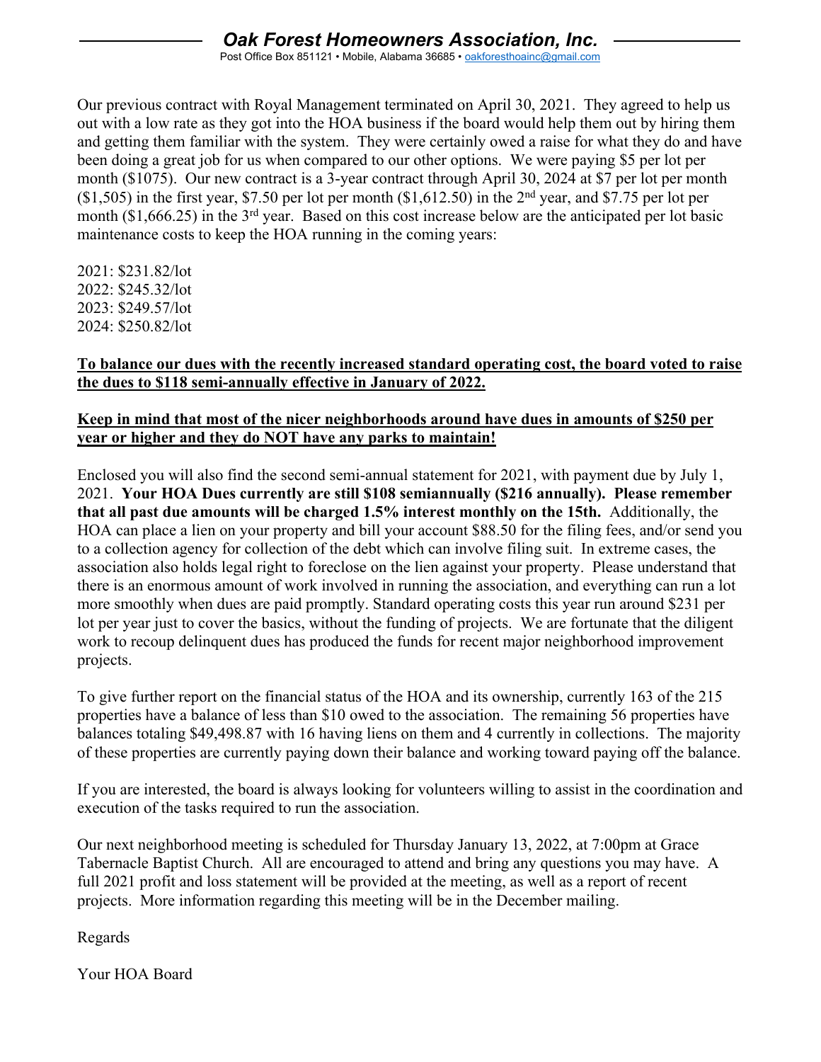# *Oak Forest Homeowners Association, Inc.*

Post Office Box 851121 • Mobile, Alabama 36685 • oakforesthoainc@gmail.com

Our previous contract with Royal Management terminated on April 30, 2021. They agreed to help us out with a low rate as they got into the HOA business if the board would help them out by hiring them and getting them familiar with the system. They were certainly owed a raise for what they do and have been doing a great job for us when compared to our other options. We were paying $5 per lot per month ($1075). Our new contract is a 3-year contract through April 30, 2024 at $7 per lot per month ($1,505) in the first year, $7.50 per lot per month ($1,612.50) in the 2nd year, and $7.75 per lot per month ($1,666.25) in the 3rd year. Based on this cost increase below are the anticipated per lot basic maintenance costs to keep the HOA running in the coming years:

2021: $231.82/lot
2022: $245.32/lot
2023: $249.57/lot
2024: $250.82/lot

**To balance our dues with the recently increased standard operating cost, the board voted to raise the dues to $118 semi-annually effective in January of 2022.**

**Keep in mind that most of the nicer neighborhoods around have dues in amounts of $250 per year or higher and they do NOT have any parks to maintain!**

Enclosed you will also find the second semi-annual statement for 2021, with payment due by July 1, 2021. **Your HOA Dues currently are still $108 semiannually ($216 annually). Please remember that all past due amounts will be charged 1.5% interest monthly on the 15th.** Additionally, the HOA can place a lien on your property and bill your account $88.50 for the filing fees, and/or send you to a collection agency for collection of the debt which can involve filing suit. In extreme cases, the association also holds legal right to foreclose on the lien against your property. Please understand that there is an enormous amount of work involved in running the association, and everything can run a lot more smoothly when dues are paid promptly. Standard operating costs this year run around $231 per lot per year just to cover the basics, without the funding of projects. We are fortunate that the diligent work to recoup delinquent dues has produced the funds for recent major neighborhood improvement projects.

To give further report on the financial status of the HOA and its ownership, currently 163 of the 215 properties have a balance of less than $10 owed to the association. The remaining 56 properties have balances totaling $49,498.87 with 16 having liens on them and 4 currently in collections. The majority of these properties are currently paying down their balance and working toward paying off the balance.

If you are interested, the board is always looking for volunteers willing to assist in the coordination and execution of the tasks required to run the association.

Our next neighborhood meeting is scheduled for Thursday January 13, 2022, at 7:00pm at Grace Tabernacle Baptist Church. All are encouraged to attend and bring any questions you may have. A full 2021 profit and loss statement will be provided at the meeting, as well as a report of recent projects. More information regarding this meeting will be in the December mailing.

Regards

Your HOA Board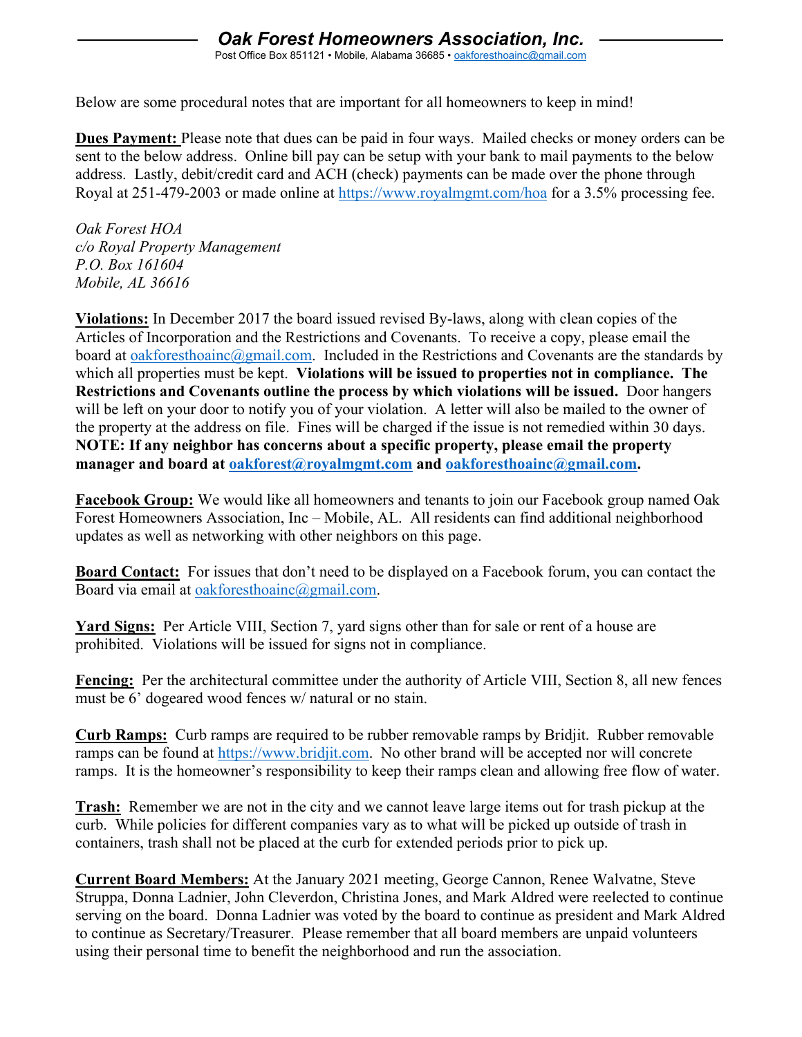# *Oak Forest Homeowners Association, Inc.*

Post Office Box 851121 • Mobile, Alabama 36685 • oakforesthoainc@gmail.com

Below are some procedural notes that are important for all homeowners to keep in mind!

**Dues Payment:** Please note that dues can be paid in four ways. Mailed checks or money orders can be sent to the below address. Online bill pay can be setup with your bank to mail payments to the below address. Lastly, debit/credit card and ACH (check) payments can be made over the phone through Royal at 251-479-2003 or made online at https://www.royalmgmt.com/hoa for a 3.5% processing fee.

*Oak Forest HOA*
*c/o Royal Property Management*
*P.O. Box 161604*
*Mobile, AL 36616*

**Violations:** In December 2017 the board issued revised By-laws, along with clean copies of the Articles of Incorporation and the Restrictions and Covenants. To receive a copy, please email the board at oakforesthoainc@gmail.com. Included in the Restrictions and Covenants are the standards by which all properties must be kept. **Violations will be issued to properties not in compliance. The Restrictions and Covenants outline the process by which violations will be issued.** Door hangers will be left on your door to notify you of your violation. A letter will also be mailed to the owner of the property at the address on file. Fines will be charged if the issue is not remedied within 30 days. **NOTE: If any neighbor has concerns about a specific property, please email the property manager and board at oakforest@royalmgmt.com and oakforesthoainc@gmail.com.**

**Facebook Group:** We would like all homeowners and tenants to join our Facebook group named Oak Forest Homeowners Association, Inc – Mobile, AL. All residents can find additional neighborhood updates as well as networking with other neighbors on this page.

**Board Contact:** For issues that don't need to be displayed on a Facebook forum, you can contact the Board via email at oakforesthoainc@gmail.com.

**Yard Signs:** Per Article VIII, Section 7, yard signs other than for sale or rent of a house are prohibited. Violations will be issued for signs not in compliance.

**Fencing:** Per the architectural committee under the authority of Article VIII, Section 8, all new fences must be 6' dogeared wood fences w/ natural or no stain.

**Curb Ramps:** Curb ramps are required to be rubber removable ramps by Bridjit. Rubber removable ramps can be found at https://www.bridjit.com. No other brand will be accepted nor will concrete ramps. It is the homeowner's responsibility to keep their ramps clean and allowing free flow of water.

**Trash:** Remember we are not in the city and we cannot leave large items out for trash pickup at the curb. While policies for different companies vary as to what will be picked up outside of trash in containers, trash shall not be placed at the curb for extended periods prior to pick up.

**Current Board Members:** At the January 2021 meeting, George Cannon, Renee Walvatne, Steve Struppa, Donna Ladnier, John Cleverdon, Christina Jones, and Mark Aldred were reelected to continue serving on the board. Donna Ladnier was voted by the board to continue as president and Mark Aldred to continue as Secretary/Treasurer. Please remember that all board members are unpaid volunteers using their personal time to benefit the neighborhood and run the association.